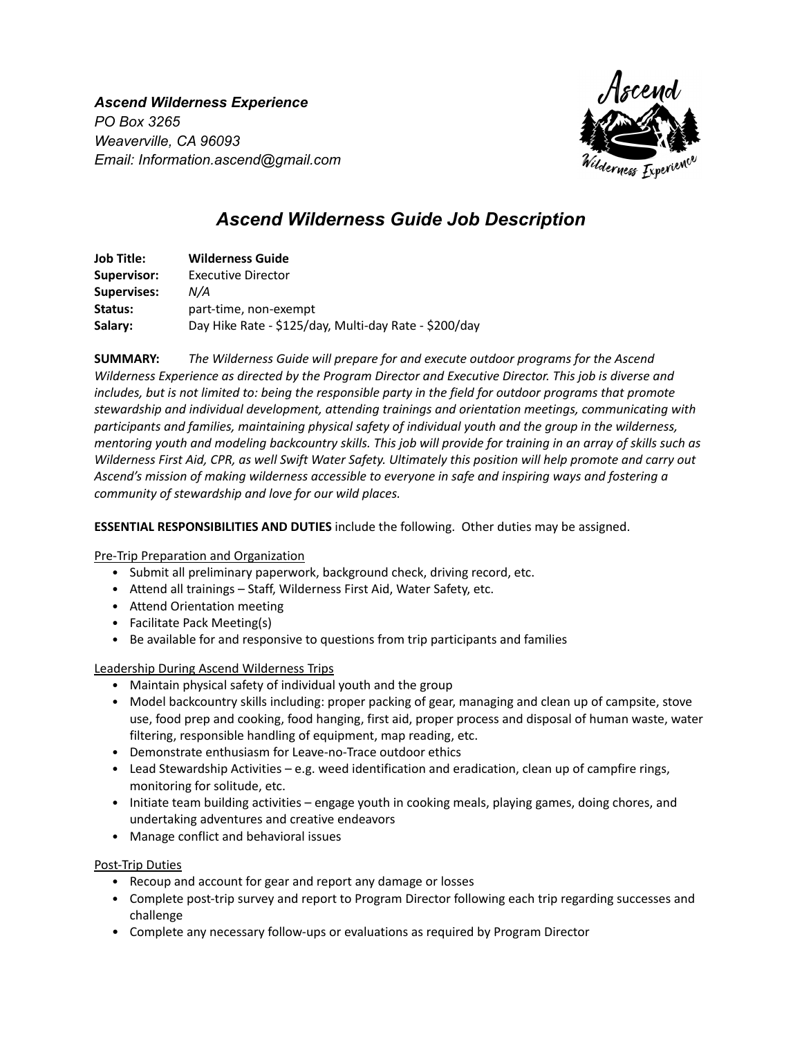***Ascend Wilderness Experience***
*PO Box 3265*
*Weaverville, CA 96093*
*Email: Information.ascend@gmail.com*

# *Ascend Wilderness Guide Job Description*

**Job Title:** **Wilderness Guide**
**Supervisor:** Executive Director
**Supervises:** *N/A*
**Status:** part-time, non-exempt
**Salary:** Day Hike Rate - $125/day, Multi-day Rate - $200/day

**SUMMARY:** *The Wilderness Guide will prepare for and execute outdoor programs for the Ascend Wilderness Experience as directed by the Program Director and Executive Director. This job is diverse and includes, but is not limited to: being the responsible party in the field for outdoor programs that promote stewardship and individual development, attending trainings and orientation meetings, communicating with participants and families, maintaining physical safety of individual youth and the group in the wilderness, mentoring youth and modeling backcountry skills. This job will provide for training in an array of skills such as Wilderness First Aid, CPR, as well Swift Water Safety. Ultimately this position will help promote and carry out Ascend's mission of making wilderness accessible to everyone in safe and inspiring ways and fostering a community of stewardship and love for our wild places.*

**ESSENTIAL RESPONSIBILITIES AND DUTIES** include the following. Other duties may be assigned.

Pre-Trip Preparation and Organization

- Submit all preliminary paperwork, background check, driving record, etc.
- Attend all trainings – Staff, Wilderness First Aid, Water Safety, etc.
- Attend Orientation meeting
- Facilitate Pack Meeting(s)
- Be available for and responsive to questions from trip participants and families

Leadership During Ascend Wilderness Trips

- Maintain physical safety of individual youth and the group
- Model backcountry skills including: proper packing of gear, managing and clean up of campsite, stove use, food prep and cooking, food hanging, first aid, proper process and disposal of human waste, water filtering, responsible handling of equipment, map reading, etc.
- Demonstrate enthusiasm for Leave-no-Trace outdoor ethics
- Lead Stewardship Activities – e.g. weed identification and eradication, clean up of campfire rings, monitoring for solitude, etc.
- Initiate team building activities – engage youth in cooking meals, playing games, doing chores, and undertaking adventures and creative endeavors
- Manage conflict and behavioral issues

Post-Trip Duties

- Recoup and account for gear and report any damage or losses
- Complete post-trip survey and report to Program Director following each trip regarding successes and challenge
- Complete any necessary follow-ups or evaluations as required by Program Director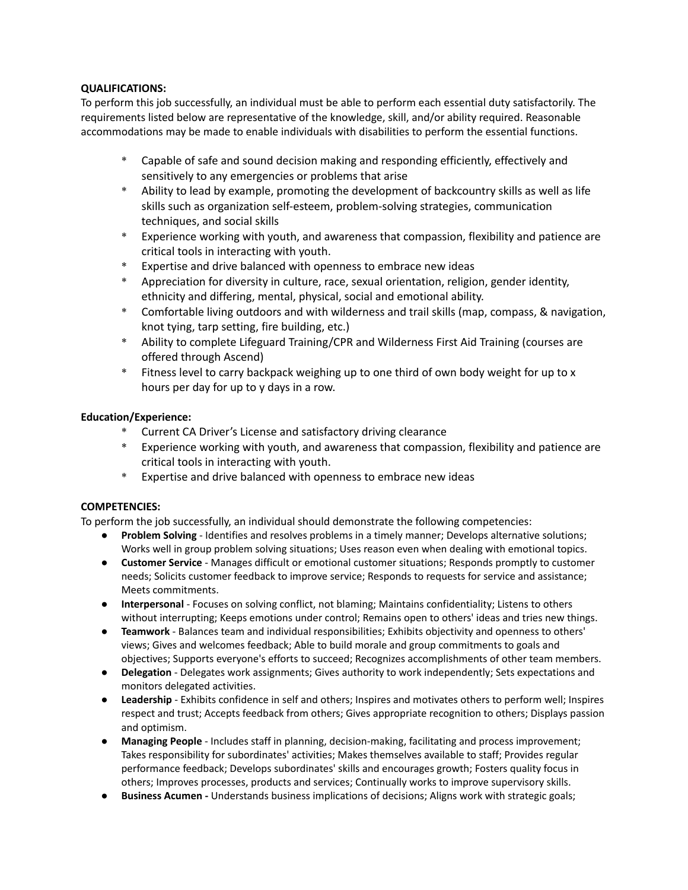**QUALIFICATIONS:**
To perform this job successfully, an individual must be able to perform each essential duty satisfactorily. The requirements listed below are representative of the knowledge, skill, and/or ability required. Reasonable accommodations may be made to enable individuals with disabilities to perform the essential functions.

- Capable of safe and sound decision making and responding efficiently, effectively and sensitively to any emergencies or problems that arise
- Ability to lead by example, promoting the development of backcountry skills as well as life skills such as organization self-esteem, problem-solving strategies, communication techniques, and social skills
- Experience working with youth, and awareness that compassion, flexibility and patience are critical tools in interacting with youth.
- Expertise and drive balanced with openness to embrace new ideas
- Appreciation for diversity in culture, race, sexual orientation, religion, gender identity, ethnicity and differing, mental, physical, social and emotional ability.
- Comfortable living outdoors and with wilderness and trail skills (map, compass, & navigation, knot tying, tarp setting, fire building, etc.)
- Ability to complete Lifeguard Training/CPR and Wilderness First Aid Training (courses are offered through Ascend)
- Fitness level to carry backpack weighing up to one third of own body weight for up to x hours per day for up to y days in a row.

**Education/Experience:**

- Current CA Driver's License and satisfactory driving clearance
- Experience working with youth, and awareness that compassion, flexibility and patience are critical tools in interacting with youth.
- Expertise and drive balanced with openness to embrace new ideas

**COMPETENCIES:**
To perform the job successfully, an individual should demonstrate the following competencies:

- **Problem Solving** - Identifies and resolves problems in a timely manner; Develops alternative solutions; Works well in group problem solving situations; Uses reason even when dealing with emotional topics.
- **Customer Service** - Manages difficult or emotional customer situations; Responds promptly to customer needs; Solicits customer feedback to improve service; Responds to requests for service and assistance; Meets commitments.
- **Interpersonal** - Focuses on solving conflict, not blaming; Maintains confidentiality; Listens to others without interrupting; Keeps emotions under control; Remains open to others' ideas and tries new things.
- **Teamwork** - Balances team and individual responsibilities; Exhibits objectivity and openness to others' views; Gives and welcomes feedback; Able to build morale and group commitments to goals and objectives; Supports everyone's efforts to succeed; Recognizes accomplishments of other team members.
- **Delegation** - Delegates work assignments; Gives authority to work independently; Sets expectations and monitors delegated activities.
- **Leadership** - Exhibits confidence in self and others; Inspires and motivates others to perform well; Inspires respect and trust; Accepts feedback from others; Gives appropriate recognition to others; Displays passion and optimism.
- **Managing People** - Includes staff in planning, decision-making, facilitating and process improvement; Takes responsibility for subordinates' activities; Makes themselves available to staff; Provides regular performance feedback; Develops subordinates' skills and encourages growth; Fosters quality focus in others; Improves processes, products and services; Continually works to improve supervisory skills.
- **Business Acumen -** Understands business implications of decisions; Aligns work with strategic goals;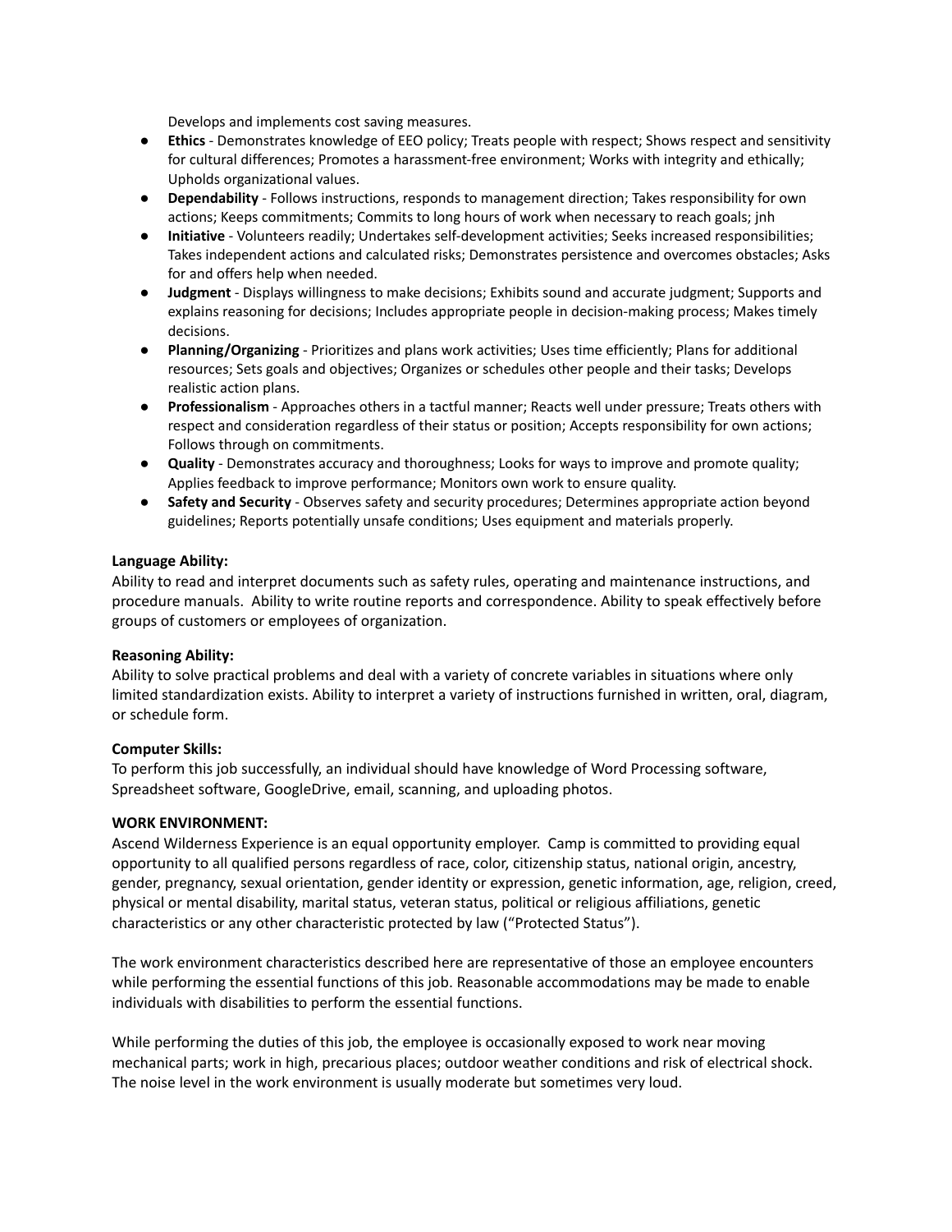Develops and implements cost saving measures.

- **Ethics** - Demonstrates knowledge of EEO policy; Treats people with respect; Shows respect and sensitivity for cultural differences; Promotes a harassment-free environment; Works with integrity and ethically; Upholds organizational values.
- **Dependability** - Follows instructions, responds to management direction; Takes responsibility for own actions; Keeps commitments; Commits to long hours of work when necessary to reach goals; jnh
- **Initiative** - Volunteers readily; Undertakes self-development activities; Seeks increased responsibilities; Takes independent actions and calculated risks; Demonstrates persistence and overcomes obstacles; Asks for and offers help when needed.
- **Judgment** - Displays willingness to make decisions; Exhibits sound and accurate judgment; Supports and explains reasoning for decisions; Includes appropriate people in decision-making process; Makes timely decisions.
- **Planning/Organizing** - Prioritizes and plans work activities; Uses time efficiently; Plans for additional resources; Sets goals and objectives; Organizes or schedules other people and their tasks; Develops realistic action plans.
- **Professionalism** - Approaches others in a tactful manner; Reacts well under pressure; Treats others with respect and consideration regardless of their status or position; Accepts responsibility for own actions; Follows through on commitments.
- **Quality** - Demonstrates accuracy and thoroughness; Looks for ways to improve and promote quality; Applies feedback to improve performance; Monitors own work to ensure quality.
- **Safety and Security** - Observes safety and security procedures; Determines appropriate action beyond guidelines; Reports potentially unsafe conditions; Uses equipment and materials properly.

**Language Ability:**

Ability to read and interpret documents such as safety rules, operating and maintenance instructions, and procedure manuals. Ability to write routine reports and correspondence. Ability to speak effectively before groups of customers or employees of organization.

**Reasoning Ability:**

Ability to solve practical problems and deal with a variety of concrete variables in situations where only limited standardization exists. Ability to interpret a variety of instructions furnished in written, oral, diagram, or schedule form.

**Computer Skills:**

To perform this job successfully, an individual should have knowledge of Word Processing software, Spreadsheet software, GoogleDrive, email, scanning, and uploading photos.

**WORK ENVIRONMENT:**

Ascend Wilderness Experience is an equal opportunity employer. Camp is committed to providing equal opportunity to all qualified persons regardless of race, color, citizenship status, national origin, ancestry, gender, pregnancy, sexual orientation, gender identity or expression, genetic information, age, religion, creed, physical or mental disability, marital status, veteran status, political or religious affiliations, genetic characteristics or any other characteristic protected by law ("Protected Status").

The work environment characteristics described here are representative of those an employee encounters while performing the essential functions of this job. Reasonable accommodations may be made to enable individuals with disabilities to perform the essential functions.

While performing the duties of this job, the employee is occasionally exposed to work near moving mechanical parts; work in high, precarious places; outdoor weather conditions and risk of electrical shock. The noise level in the work environment is usually moderate but sometimes very loud.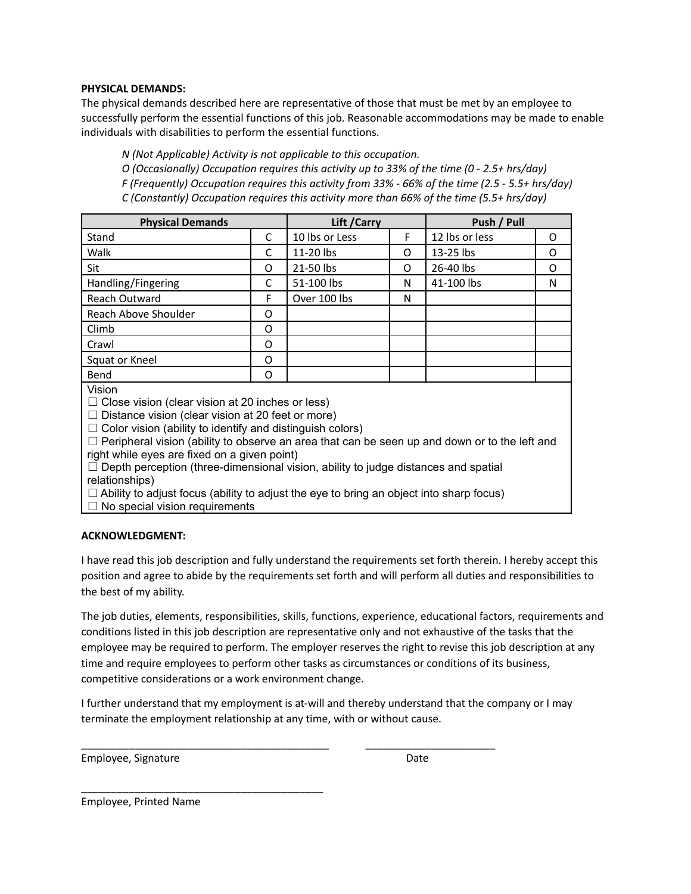**PHYSICAL DEMANDS:**

The physical demands described here are representative of those that must be met by an employee to successfully perform the essential functions of this job. Reasonable accommodations may be made to enable individuals with disabilities to perform the essential functions.

*N (Not Applicable) Activity is not applicable to this occupation.*
*O (Occasionally) Occupation requires this activity up to 33% of the time (0 - 2.5+ hrs/day)*
*F (Frequently) Occupation requires this activity from 33% - 66% of the time (2.5 - 5.5+ hrs/day)*
*C (Constantly) Occupation requires this activity more than 66% of the time (5.5+ hrs/day)*

| Physical Demands | | Lift /Carry | | Push / Pull | |
|---|---|---|---|---|---|
| Stand | C | 10 lbs or Less | F | 12 lbs or less | O |
| Walk | C | 11-20 lbs | O | 13-25 lbs | O |
| Sit | O | 21-50 lbs | O | 26-40 lbs | O |
| Handling/Fingering | C | 51-100 lbs | N | 41-100 lbs | N |
| Reach Outward | F | Over 100 lbs | N | | |
| Reach Above Shoulder | O | | | | |
| Climb | O | | | | |
| Crawl | O | | | | |
| Squat or Kneel | O | | | | |
| Bend | O | | | | |

Vision

☐ Close vision (clear vision at 20 inches or less)
☐ Distance vision (clear vision at 20 feet or more)
☐ Color vision (ability to identify and distinguish colors)
☐ Peripheral vision (ability to observe an area that can be seen up and down or to the left and right while eyes are fixed on a given point)
☐ Depth perception (three-dimensional vision, ability to judge distances and spatial relationships)
☐ Ability to adjust focus (ability to adjust the eye to bring an object into sharp focus)
☐ No special vision requirements

**ACKNOWLEDGMENT:**

I have read this job description and fully understand the requirements set forth therein. I hereby accept this position and agree to abide by the requirements set forth and will perform all duties and responsibilities to the best of my ability.

The job duties, elements, responsibilities, skills, functions, experience, educational factors, requirements and conditions listed in this job description are representative only and not exhaustive of the tasks that the employee may be required to perform. The employer reserves the right to revise this job description at any time and require employees to perform other tasks as circumstances or conditions of its business, competitive considerations or a work environment change.

I further understand that my employment is at-will and thereby understand that the company or I may terminate the employment relationship at any time, with or without cause.

\_\_\_\_\_\_\_\_\_\_\_\_\_\_\_\_\_\_\_\_\_\_\_\_\_\_\_\_\_\_\_\_\_\_\_\_\_\_\_\_\_\_\_ \_\_\_\_\_\_\_\_\_\_\_\_\_\_\_\_\_\_\_\_\_\_\_

Employee, Signature Date

\_\_\_\_\_\_\_\_\_\_\_\_\_\_\_\_\_\_\_\_\_\_\_\_\_\_\_\_\_\_\_\_\_\_\_\_\_\_\_\_\_\_\_

Employee, Printed Name